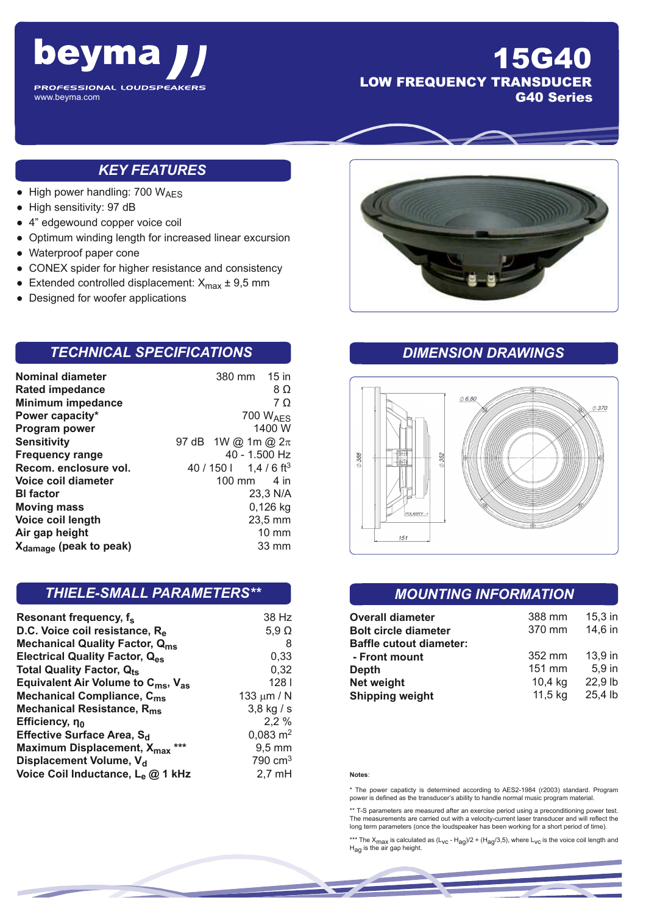# beyma

PROFESSIONAL LOUDSPEAKERS
www.beyma.com

# 15G40

## LOW FREQUENCY TRANSDUCER
## G40 Series

## KEY FEATURES

- High power handling: 700 $W_{AES}$
- High sensitivity: 97 dB
- 4" edgewound copper voice coil
- Optimum winding length for increased linear excursion
- Waterproof paper cone
- CONEX spider for higher resistance and consistency
- Extended controlled displacement: $X_{max}$ ± 9,5 mm
- Designed for woofer applications

## TECHNICAL SPECIFICATIONS

| | | |
|---|---|---|
| **Nominal diameter** | 380 mm | 15 in |
| **Rated impedance** | | 8 Ω |
| **Minimum impedance** | | 7 Ω |
| **Power capacity*** | | 700 $W_{AES}$ |
| **Program power** | | 1400 W |
| **Sensitivity** | 97 dB | 1W @ 1m @ 2π |
| **Frequency range** | | 40 - 1.500 Hz |
| **Recom. enclosure vol.** | 40 / 150 l | 1,4 / 6 $ft^3$ |
| **Voice coil diameter** | 100 mm | 4 in |
| **Bl factor** | | 23,3 N/A |
| **Moving mass** | | 0,126 kg |
| **Voice coil length** | | 23,5 mm |
| **Air gap height** | | 10 mm |
| **$X_{damage}$ (peak to peak)** | | 33 mm |

## DIMENSION DRAWINGS

Ø 6,80 — Ø 370 — Ø 388 — Ø 352 — 151 — POLARITY +

## THIELE-SMALL PARAMETERS**

| | |
|---|---|
| **Resonant frequency, $f_s$** | 38 Hz |
| **D.C. Voice coil resistance, $R_e$** | 5,9 Ω |
| **Mechanical Quality Factor, $Q_{ms}$** | 8 |
| **Electrical Quality Factor, $Q_{es}$** | 0,33 |
| **Total Quality Factor, $Q_{ts}$** | 0,32 |
| **Equivalent Air Volume to $C_{ms}$, $V_{as}$** | 128 l |
| **Mechanical Compliance, $C_{ms}$** | 133 μm / N |
| **Mechanical Resistance, $R_{ms}$** | 3,8 kg / s |
| **Efficiency, $\eta_0$** | 2,2 % |
| **Effective Surface Area, $S_d$** | 0,083 $m^2$ |
| **Maximum Displacement, $X_{max}$ *** ** | 9,5 mm |
| **Displacement Volume, $V_d$** | 790 $cm^3$ |
| **Voice Coil Inductance, $L_e$ @ 1 kHz** | 2,7 mH |

## MOUNTING INFORMATION

| | | |
|---|---|---|
| **Overall diameter** | 388 mm | 15,3 in |
| **Bolt circle diameter** | 370 mm | 14,6 in |
| **Baffle cutout diameter:** | | |
| **- Front mount** | 352 mm | 13,9 in |
| **Depth** | 151 mm | 5,9 in |
| **Net weight** | 10,4 kg | 22,9 lb |
| **Shipping weight** | 11,5 kg | 25,4 lb |

**Notes**:

* The power capacity is determined according to AES2-1984 (r2003) standard. Program power is defined as the transducer's ability to handle normal music program material.

** T-S parameters are measured after an exercise period using a preconditioning power test. The measurements are carried out with a velocity-current laser transducer and will reflect the long term parameters (once the loudspeaker has been working for a short period of time).

*** The $X_{max}$ is calculated as $(L_{VC} - H_{ag})/2 + (H_{ag}/3,5)$, where $L_{VC}$ is the voice coil length and $H_{ag}$ is the air gap height.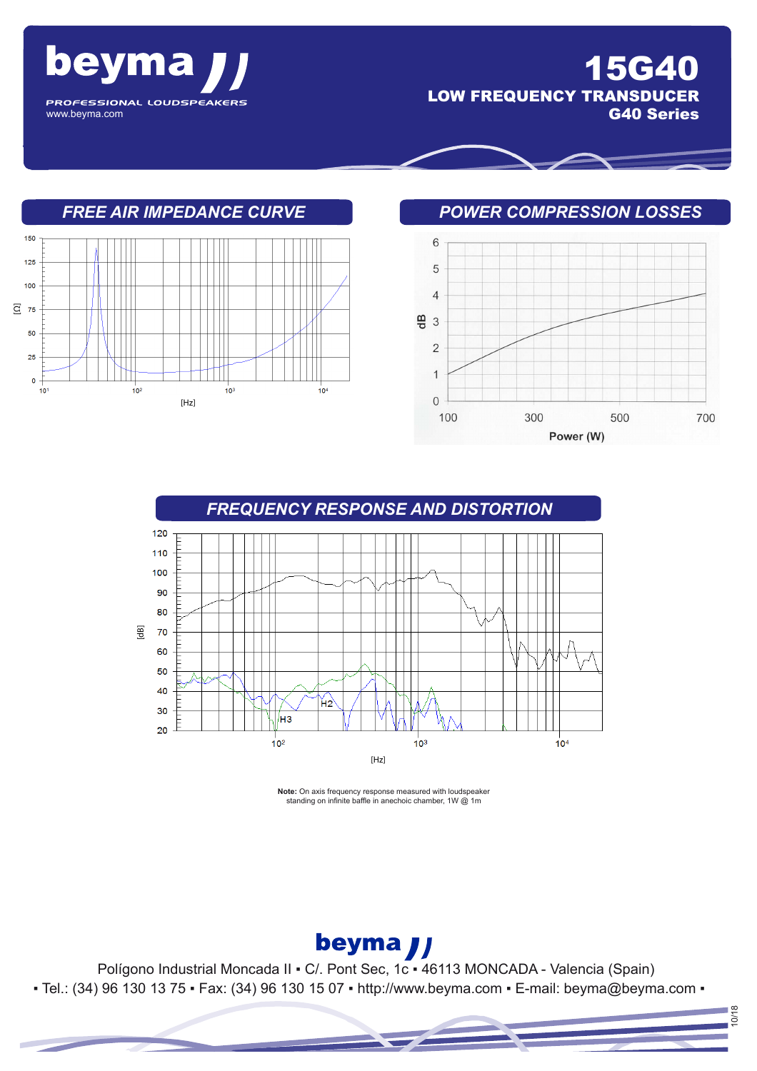# beyma

PROFESSIONAL LOUDSPEAKERS
www.beyma.com

# 15G40

**LOW FREQUENCY TRANSDUCER**
**G40 Series**

## FREE AIR IMPEDANCE CURVE

150
125
100
75
50
25
0
[Ω]
$10^1$
$10^2$
$10^3$
$10^4$
[Hz]

## POWER COMPRESSION LOSSES

6
5
4
3
2
1
0
dB
100
300
500
700
Power (W)

## FREQUENCY RESPONSE AND DISTORTION

120
110
100
90
80
70
60
50
40
30
20
[dB]
H2
H3
$10^2$
$10^3$
$10^4$
[Hz]

**Note:** On axis frequency response measured with loudspeaker standing on infinite baffle in anechoic chamber, 1W @ 1m

beyma

Polígono Industrial Moncada II ▪ C/. Pont Sec, 1c ▪ 46113 MONCADA - Valencia (Spain)
▪ Tel.: (34) 96 130 13 75 ▪ Fax: (34) 96 130 15 07 ▪ http://www.beyma.com ▪ E-mail: beyma@beyma.com ▪

10/18